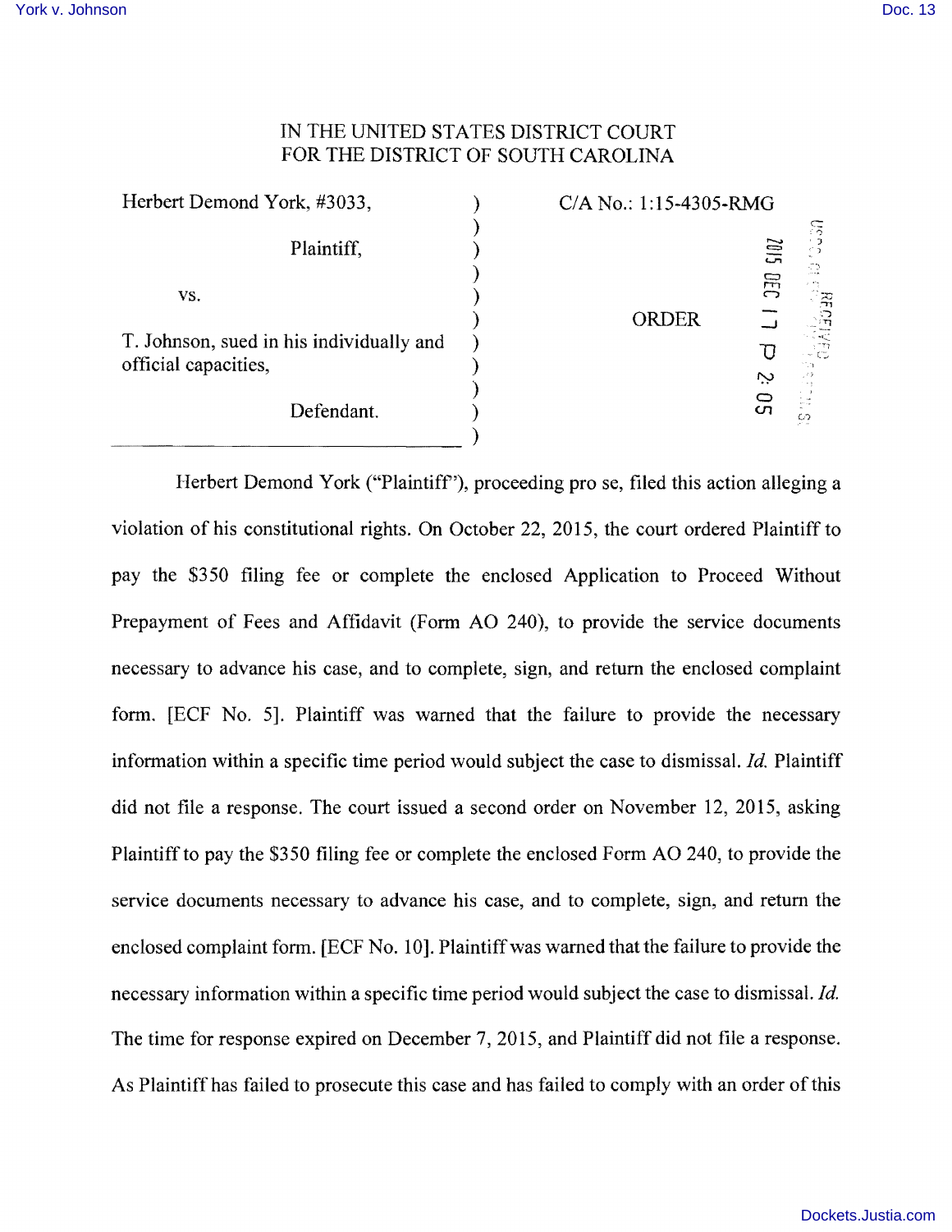IN THE UNITED STATES DISTRICT COURT
FOR THE DISTRICT OF SOUTH CAROLINA

| | | |
|---|---|---|
| Herbert Demond York, #3033, | ) | C/A No.: 1:15-4305-RMG |
| | ) | |
| Plaintiff, | ) | |
| | ) | |
| vs. | ) | |
| | ) | ORDER |
| T. Johnson, sued in his individually and official capacities, | ) | |
| | ) | |
| Defendant. | ) | |
| | ) | |

2015 DEC 17 P 2:05

RECEIVED

Herbert Demond York ("Plaintiff"), proceeding pro se, filed this action alleging a violation of his constitutional rights. On October 22, 2015, the court ordered Plaintiff to pay the $350 filing fee or complete the enclosed Application to Proceed Without Prepayment of Fees and Affidavit (Form AO 240), to provide the service documents necessary to advance his case, and to complete, sign, and return the enclosed complaint form. [ECF No. 5]. Plaintiff was warned that the failure to provide the necessary information within a specific time period would subject the case to dismissal. *Id.* Plaintiff did not file a response. The court issued a second order on November 12, 2015, asking Plaintiff to pay the $350 filing fee or complete the enclosed Form AO 240, to provide the service documents necessary to advance his case, and to complete, sign, and return the enclosed complaint form. [ECF No. 10]. Plaintiff was warned that the failure to provide the necessary information within a specific time period would subject the case to dismissal. *Id.* The time for response expired on December 7, 2015, and Plaintiff did not file a response. As Plaintiff has failed to prosecute this case and has failed to comply with an order of this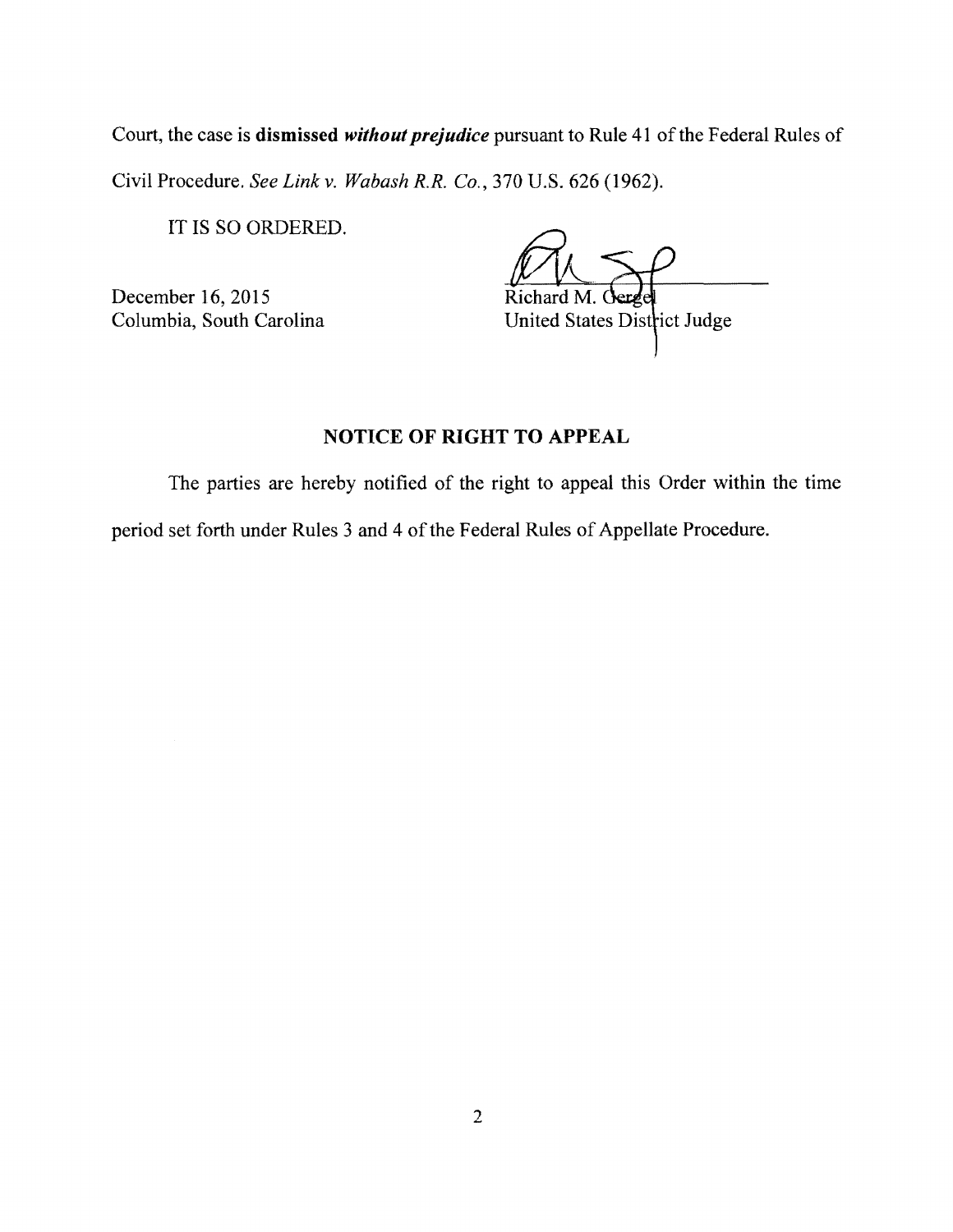Court, the case is **dismissed *without prejudice*** pursuant to Rule 41 of the Federal Rules of Civil Procedure. *See Link v. Wabash R.R. Co.*, 370 U.S. 626 (1962).

IT IS SO ORDERED.

Richard M. Gergel
United States District Judge

December 16, 2015
Columbia, South Carolina

**NOTICE OF RIGHT TO APPEAL**

The parties are hereby notified of the right to appeal this Order within the time period set forth under Rules 3 and 4 of the Federal Rules of Appellate Procedure.